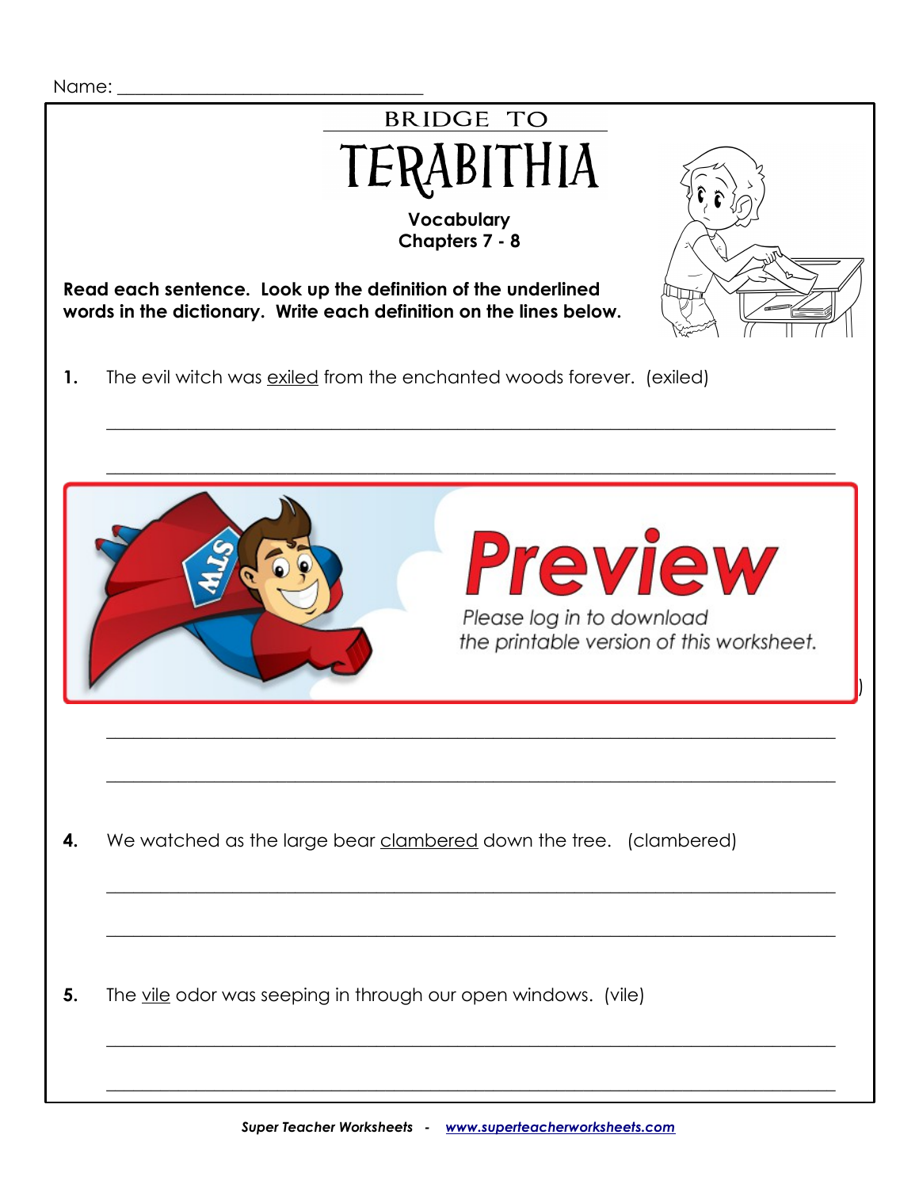Name: ______________________________

BRIDGE TO

# TERABITHIA

**Vocabulary**
**Chapters 7 - 8**

**Read each sentence. Look up the definition of the underlined words in the dictionary. Write each definition on the lines below.**

**1.** The evil witch was <u>exiled</u> from the enchanted woods forever. (exiled)

___________________________________________________________________________

___________________________________________________________________________

Preview

Please log in to download the printable version of this worksheet.

___________________________________________________________________________

___________________________________________________________________________

**4.** We watched as the large bear <u>clambered</u> down the tree. (clambered)

___________________________________________________________________________

___________________________________________________________________________

**5.** The <u>vile</u> odor was seeping in through our open windows. (vile)

___________________________________________________________________________

___________________________________________________________________________